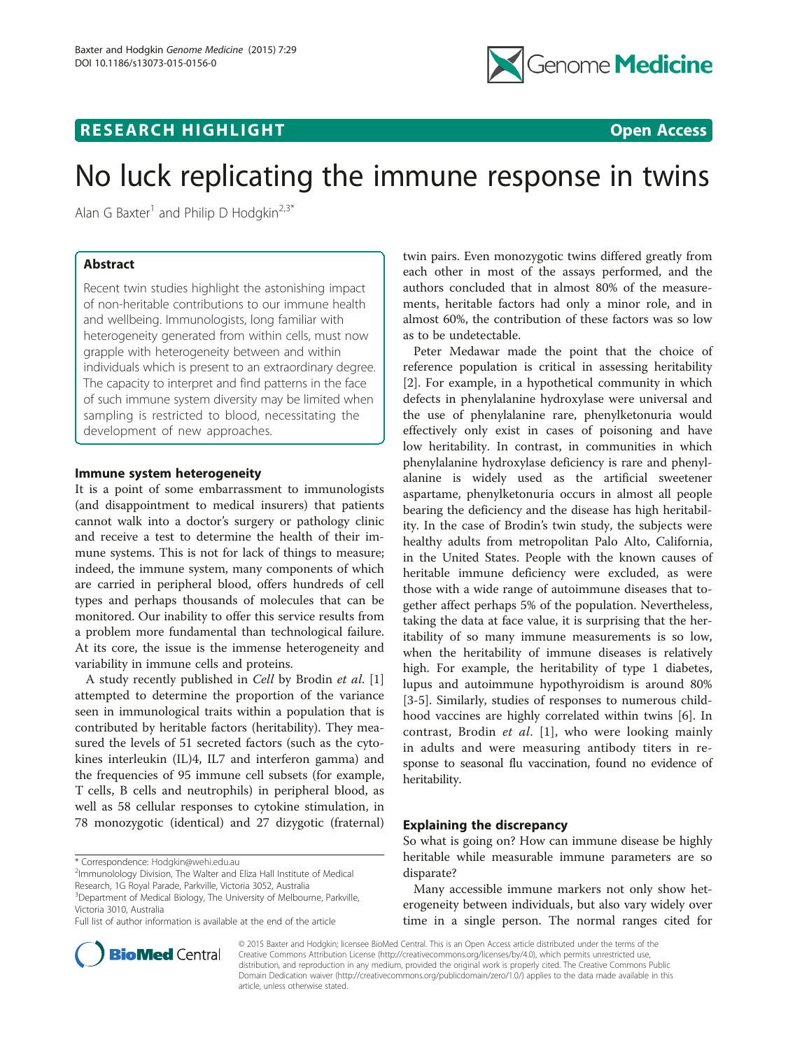**RESEARCH HIGHLIGHT** **Open Access**

# No luck replicating the immune response in twins

Alan G Baxter[1] and Philip D Hodgkin[2,3*]

## Abstract

Recent twin studies highlight the astonishing impact of non-heritable contributions to our immune health and wellbeing. Immunologists, long familiar with heterogeneity generated from within cells, must now grapple with heterogeneity between and within individuals which is present to an extraordinary degree. The capacity to interpret and find patterns in the face of such immune system diversity may be limited when sampling is restricted to blood, necessitating the development of new approaches.

## Immune system heterogeneity

It is a point of some embarrassment to immunologists (and disappointment to medical insurers) that patients cannot walk into a doctor's surgery or pathology clinic and receive a test to determine the health of their immune systems. This is not for lack of things to measure; indeed, the immune system, many components of which are carried in peripheral blood, offers hundreds of cell types and perhaps thousands of molecules that can be monitored. Our inability to offer this service results from a problem more fundamental than technological failure. At its core, the issue is the immense heterogeneity and variability in immune cells and proteins.

A study recently published in *Cell* by Brodin *et al.* [1] attempted to determine the proportion of the variance seen in immunological traits within a population that is contributed by heritable factors (heritability). They measured the levels of 51 secreted factors (such as the cytokines interleukin (IL)4, IL7 and interferon gamma) and the frequencies of 95 immune cell subsets (for example, T cells, B cells and neutrophils) in peripheral blood, as well as 58 cellular responses to cytokine stimulation, in 78 monozygotic (identical) and 27 dizygotic (fraternal) twin pairs. Even monozygotic twins differed greatly from each other in most of the assays performed, and the authors concluded that in almost 80% of the measurements, heritable factors had only a minor role, and in almost 60%, the contribution of these factors was so low as to be undetectable.

Peter Medawar made the point that the choice of reference population is critical in assessing heritability [2]. For example, in a hypothetical community in which defects in phenylalanine hydroxylase were universal and the use of phenylalanine rare, phenylketonuria would effectively only exist in cases of poisoning and have low heritability. In contrast, in communities in which phenylalanine hydroxylase deficiency is rare and phenylalanine is widely used as the artificial sweetener aspartame, phenylketonuria occurs in almost all people bearing the deficiency and the disease has high heritability. In the case of Brodin's twin study, the subjects were healthy adults from metropolitan Palo Alto, California, in the United States. People with the known causes of heritable immune deficiency were excluded, as were those with a wide range of autoimmune diseases that together affect perhaps 5% of the population. Nevertheless, taking the data at face value, it is surprising that the heritability of so many immune measurements is so low, when the heritability of immune diseases is relatively high. For example, the heritability of type 1 diabetes, lupus and autoimmune hypothyroidism is around 80% [3-5]. Similarly, studies of responses to numerous childhood vaccines are highly correlated within twins [6]. In contrast, Brodin *et al.* [1], who were looking mainly in adults and were measuring antibody titers in response to seasonal flu vaccination, found no evidence of heritability.

## Explaining the discrepancy

So what is going on? How can immune disease be highly heritable while measurable immune parameters are so disparate?

Many accessible immune markers not only show heterogeneity between individuals, but also vary widely over time in a single person. The normal ranges cited for

\* Correspondence: Hodgkin@wehi.edu.au
[2]Immunolology Division, The Walter and Eliza Hall Institute of Medical Research, 1G Royal Parade, Parkville, Victoria 3052, Australia
[3]Department of Medical Biology, The University of Melbourne, Parkville, Victoria 3010, Australia
Full list of author information is available at the end of the article

© 2015 Baxter and Hodgkin; licensee BioMed Central. This is an Open Access article distributed under the terms of the Creative Commons Attribution License (http://creativecommons.org/licenses/by/4.0), which permits unrestricted use, distribution, and reproduction in any medium, provided the original work is properly cited. The Creative Commons Public Domain Dedication waiver (http://creativecommons.org/publicdomain/zero/1.0/) applies to the data made available in this article, unless otherwise stated.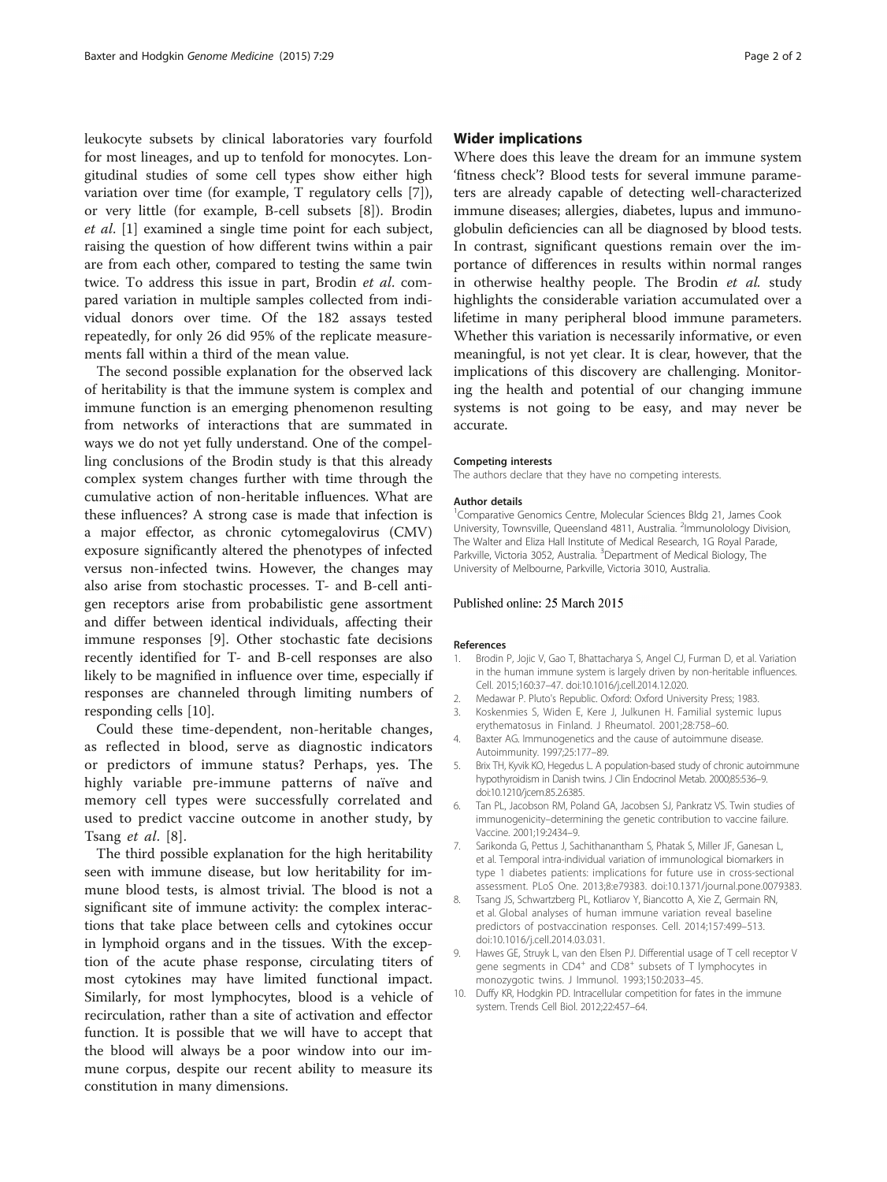leukocyte subsets by clinical laboratories vary fourfold for most lineages, and up to tenfold for monocytes. Longitudinal studies of some cell types show either high variation over time (for example, T regulatory cells [7]), or very little (for example, B-cell subsets [8]). Brodin *et al*. [1] examined a single time point for each subject, raising the question of how different twins within a pair are from each other, compared to testing the same twin twice. To address this issue in part, Brodin *et al*. compared variation in multiple samples collected from individual donors over time. Of the 182 assays tested repeatedly, for only 26 did 95% of the replicate measurements fall within a third of the mean value.

The second possible explanation for the observed lack of heritability is that the immune system is complex and immune function is an emerging phenomenon resulting from networks of interactions that are summated in ways we do not yet fully understand. One of the compelling conclusions of the Brodin study is that this already complex system changes further with time through the cumulative action of non-heritable influences. What are these influences? A strong case is made that infection is a major effector, as chronic cytomegalovirus (CMV) exposure significantly altered the phenotypes of infected versus non-infected twins. However, the changes may also arise from stochastic processes. T- and B-cell antigen receptors arise from probabilistic gene assortment and differ between identical individuals, affecting their immune responses [9]. Other stochastic fate decisions recently identified for T- and B-cell responses are also likely to be magnified in influence over time, especially if responses are channeled through limiting numbers of responding cells [10].

Could these time-dependent, non-heritable changes, as reflected in blood, serve as diagnostic indicators or predictors of immune status? Perhaps, yes. The highly variable pre-immune patterns of naïve and memory cell types were successfully correlated and used to predict vaccine outcome in another study, by Tsang *et al*. [8].

The third possible explanation for the high heritability seen with immune disease, but low heritability for immune blood tests, is almost trivial. The blood is not a significant site of immune activity: the complex interactions that take place between cells and cytokines occur in lymphoid organs and in the tissues. With the exception of the acute phase response, circulating titers of most cytokines may have limited functional impact. Similarly, for most lymphocytes, blood is a vehicle of recirculation, rather than a site of activation and effector function. It is possible that we will have to accept that the blood will always be a poor window into our immune corpus, despite our recent ability to measure its constitution in many dimensions.

## Wider implications

Where does this leave the dream for an immune system 'fitness check'? Blood tests for several immune parameters are already capable of detecting well-characterized immune diseases; allergies, diabetes, lupus and immunoglobulin deficiencies can all be diagnosed by blood tests. In contrast, significant questions remain over the importance of differences in results within normal ranges in otherwise healthy people. The Brodin *et al.* study highlights the considerable variation accumulated over a lifetime in many peripheral blood immune parameters. Whether this variation is necessarily informative, or even meaningful, is not yet clear. It is clear, however, that the implications of this discovery are challenging. Monitoring the health and potential of our changing immune systems is not going to be easy, and may never be accurate.

#### Competing interests

The authors declare that they have no competing interests.

#### Author details

[1]Comparative Genomics Centre, Molecular Sciences Bldg 21, James Cook University, Townsville, Queensland 4811, Australia. [2]Immunolology Division, The Walter and Eliza Hall Institute of Medical Research, 1G Royal Parade, Parkville, Victoria 3052, Australia. [3]Department of Medical Biology, The University of Melbourne, Parkville, Victoria 3010, Australia.

Published online: 25 March 2015

#### References

1. Brodin P, Jojic V, Gao T, Bhattacharya S, Angel CJ, Furman D, et al. Variation in the human immune system is largely driven by non-heritable influences. Cell. 2015;160:37–47. doi:10.1016/j.cell.2014.12.020.
2. Medawar P. Pluto's Republic. Oxford: Oxford University Press; 1983.
3. Koskenmies S, Widen E, Kere J, Julkunen H. Familial systemic lupus erythematosus in Finland. J Rheumatol. 2001;28:758–60.
4. Baxter AG. Immunogenetics and the cause of autoimmune disease. Autoimmunity. 1997;25:177–89.
5. Brix TH, Kyvik KO, Hegedus L. A population-based study of chronic autoimmune hypothyroidism in Danish twins. J Clin Endocrinol Metab. 2000;85:536–9. doi:10.1210/jcem.85.2.6385.
6. Tan PL, Jacobson RM, Poland GA, Jacobsen SJ, Pankratz VS. Twin studies of immunogenicity–determining the genetic contribution to vaccine failure. Vaccine. 2001;19:2434–9.
7. Sarikonda G, Pettus J, Sachithanantham S, Phatak S, Miller JF, Ganesan L, et al. Temporal intra-individual variation of immunological biomarkers in type 1 diabetes patients: implications for future use in cross-sectional assessment. PLoS One. 2013;8:e79383. doi:10.1371/journal.pone.0079383.
8. Tsang JS, Schwartzberg PL, Kotliarov Y, Biancotto A, Xie Z, Germain RN, et al. Global analyses of human immune variation reveal baseline predictors of postvaccination responses. Cell. 2014;157:499–513. doi:10.1016/j.cell.2014.03.031.
9. Hawes GE, Struyk L, van den Elsen PJ. Differential usage of T cell receptor V gene segments in $CD4^+$ and $CD8^+$ subsets of T lymphocytes in monozygotic twins. J Immunol. 1993;150:2033–45.
10. Duffy KR, Hodgkin PD. Intracellular competition for fates in the immune system. Trends Cell Biol. 2012;22:457–64.